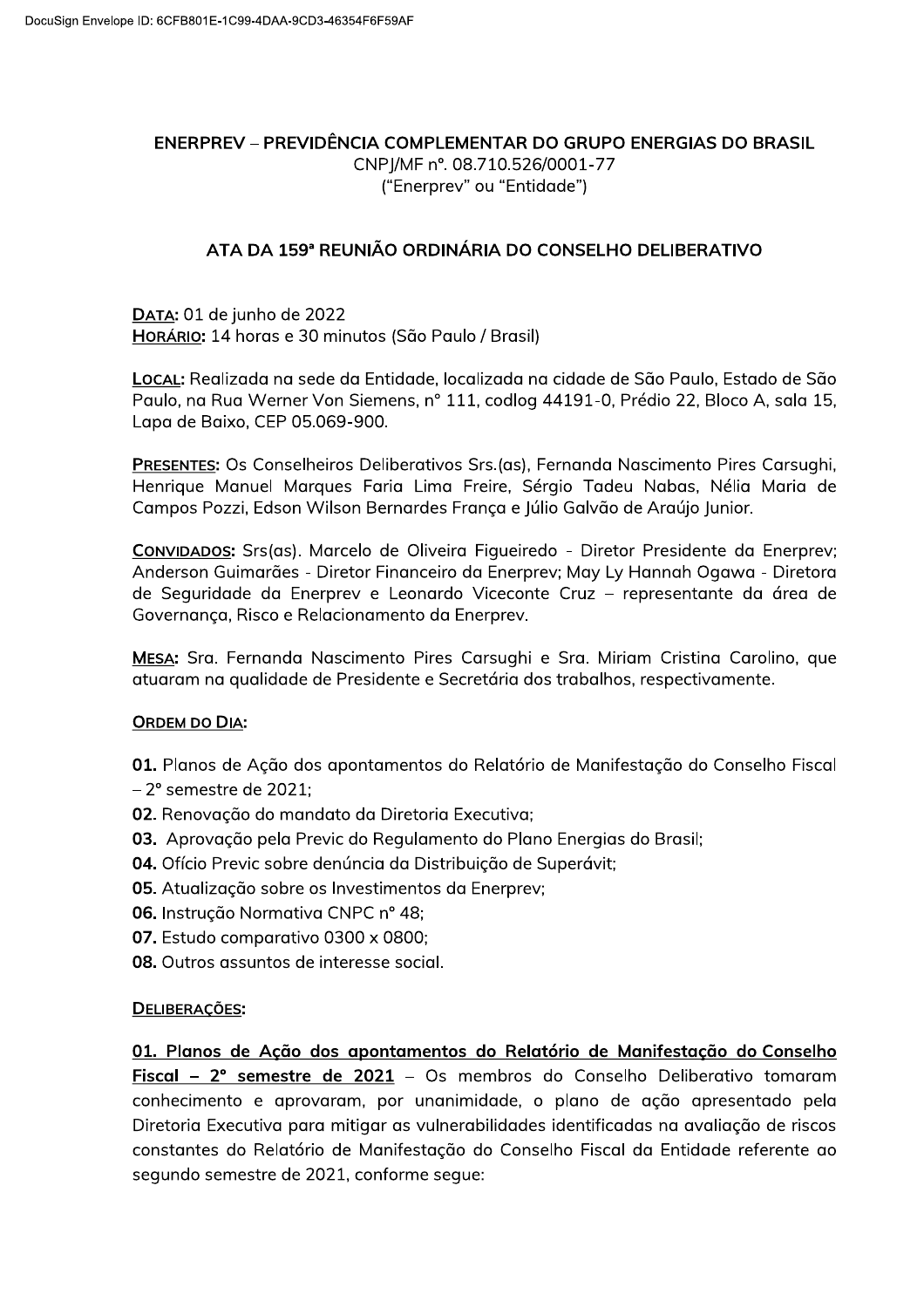DocuSign Envelope ID: 6CFB801E-1C99-4DAA-9CD3-46354F6F59AF

**ENERPREV – PREVIDÊNCIA COMPLEMENTAR DO GRUPO ENERGIAS DO BRASIL**
CNPJ/MF nº. 08.710.526/0001-77
("Enerprev" ou "Entidade")

# ATA DA 159ª REUNIÃO ORDINÁRIA DO CONSELHO DELIBERATIVO

**DATA:** 01 de junho de 2022
**HORÁRIO:** 14 horas e 30 minutos (São Paulo / Brasil)

**LOCAL:** Realizada na sede da Entidade, localizada na cidade de São Paulo, Estado de São Paulo, na Rua Werner Von Siemens, nº 111, codlog 44191-0, Prédio 22, Bloco A, sala 15, Lapa de Baixo, CEP 05.069-900.

**PRESENTES:** Os Conselheiros Deliberativos Srs.(as), Fernanda Nascimento Pires Carsughi, Henrique Manuel Marques Faria Lima Freire, Sérgio Tadeu Nabas, Nélia Maria de Campos Pozzi, Edson Wilson Bernardes França e Júlio Galvão de Araújo Junior.

**CONVIDADOS:** Srs(as). Marcelo de Oliveira Figueiredo - Diretor Presidente da Enerprev; Anderson Guimarães - Diretor Financeiro da Enerprev; May Ly Hannah Ogawa - Diretora de Seguridade da Enerprev e Leonardo Viceconte Cruz – representante da área de Governança, Risco e Relacionamento da Enerprev.

**MESA:** Sra. Fernanda Nascimento Pires Carsughi e Sra. Miriam Cristina Carolino, que atuaram na qualidade de Presidente e Secretária dos trabalhos, respectivamente.

**ORDEM DO DIA:**

**01.** Planos de Ação dos apontamentos do Relatório de Manifestação do Conselho Fiscal – 2º semestre de 2021;
**02.** Renovação do mandato da Diretoria Executiva;
**03.** Aprovação pela Previc do Regulamento do Plano Energias do Brasil;
**04.** Ofício Previc sobre denúncia da Distribuição de Superávit;
**05.** Atualização sobre os Investimentos da Enerprev;
**06.** Instrução Normativa CNPC nº 48;
**07.** Estudo comparativo 0300 x 0800;
**08.** Outros assuntos de interesse social.

**DELIBERAÇÕES:**

**01. Planos de Ação dos apontamentos do Relatório de Manifestação do Conselho Fiscal – 2º semestre de 2021** – Os membros do Conselho Deliberativo tomaram conhecimento e aprovaram, por unanimidade, o plano de ação apresentado pela Diretoria Executiva para mitigar as vulnerabilidades identificadas na avaliação de riscos constantes do Relatório de Manifestação do Conselho Fiscal da Entidade referente ao segundo semestre de 2021, conforme segue: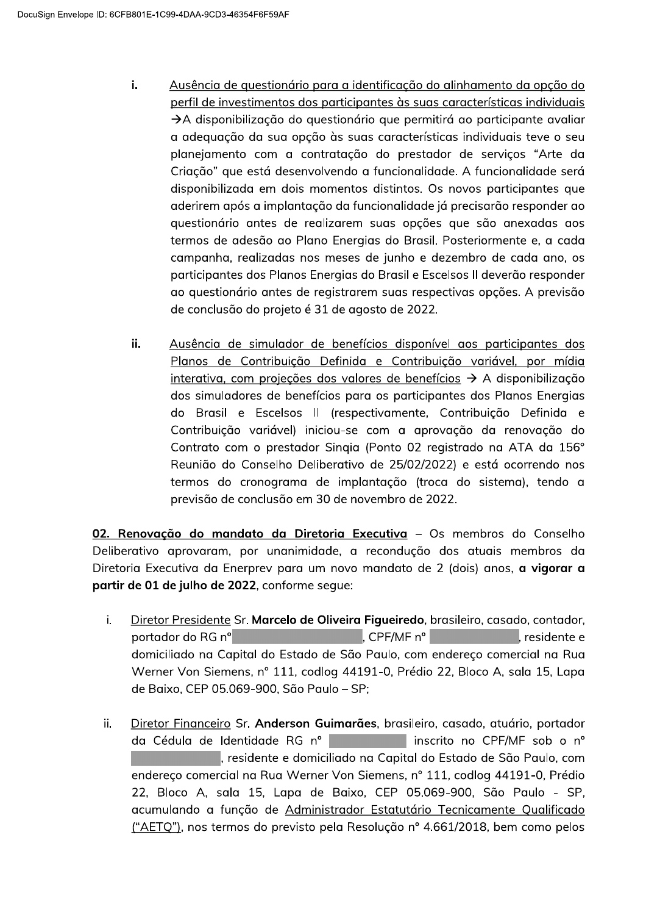i. Ausência de questionário para a identificação do alinhamento da opção do perfil de investimentos dos participantes às suas características individuais →A disponibilização do questionário que permitirá ao participante avaliar a adequação da sua opção às suas características individuais teve o seu planejamento com a contratação do prestador de serviços "Arte da Criação" que está desenvolvendo a funcionalidade. A funcionalidade será disponibilizada em dois momentos distintos. Os novos participantes que aderirem após a implantação da funcionalidade já precisarão responder ao questionário antes de realizarem suas opções que são anexadas aos termos de adesão ao Plano Energias do Brasil. Posteriormente e, a cada campanha, realizadas nos meses de junho e dezembro de cada ano, os participantes dos Planos Energias do Brasil e Escelsos II deverão responder ao questionário antes de registrarem suas respectivas opções. A previsão de conclusão do projeto é 31 de agosto de 2022.

ii. Ausência de simulador de benefícios disponível aos participantes dos Planos de Contribuição Definida e Contribuição variável, por mídia interativa, com projeções dos valores de benefícios → A disponibilização dos simuladores de benefícios para os participantes dos Planos Energias do Brasil e Escelsos II (respectivamente, Contribuição Definida e Contribuição variável) iniciou-se com a aprovação da renovação do Contrato com o prestador Sinqia (Ponto 02 registrado na ATA da 156° Reunião do Conselho Deliberativo de 25/02/2022) e está ocorrendo nos termos do cronograma de implantação (troca do sistema), tendo a previsão de conclusão em 30 de novembro de 2022.

**02. Renovação do mandato da Diretoria Executiva** – Os membros do Conselho Deliberativo aprovaram, por unanimidade, a recondução dos atuais membros da Diretoria Executiva da Enerprev para um novo mandato de 2 (dois) anos, **a vigorar a partir de 01 de julho de 2022**, conforme segue:

i. Diretor Presidente Sr. **Marcelo de Oliveira Figueiredo**, brasileiro, casado, contador, portador do RG nº [REDACTED], CPF/MF nº [REDACTED], residente e domiciliado na Capital do Estado de São Paulo, com endereço comercial na Rua Werner Von Siemens, n° 111, codlog 44191-0, Prédio 22, Bloco A, sala 15, Lapa de Baixo, CEP 05.069-900, São Paulo – SP;

ii. Diretor Financeiro Sr. **Anderson Guimarães**, brasileiro, casado, atuário, portador da Cédula de Identidade RG nº [REDACTED] inscrito no CPF/MF sob o nº [REDACTED], residente e domiciliado na Capital do Estado de São Paulo, com endereço comercial na Rua Werner Von Siemens, n° 111, codlog 44191-0, Prédio 22, Bloco A, sala 15, Lapa de Baixo, CEP 05.069-900, São Paulo - SP, acumulando a função de Administrador Estatutário Tecnicamente Qualificado ("AETQ"), nos termos do previsto pela Resolução n° 4.661/2018, bem como pelos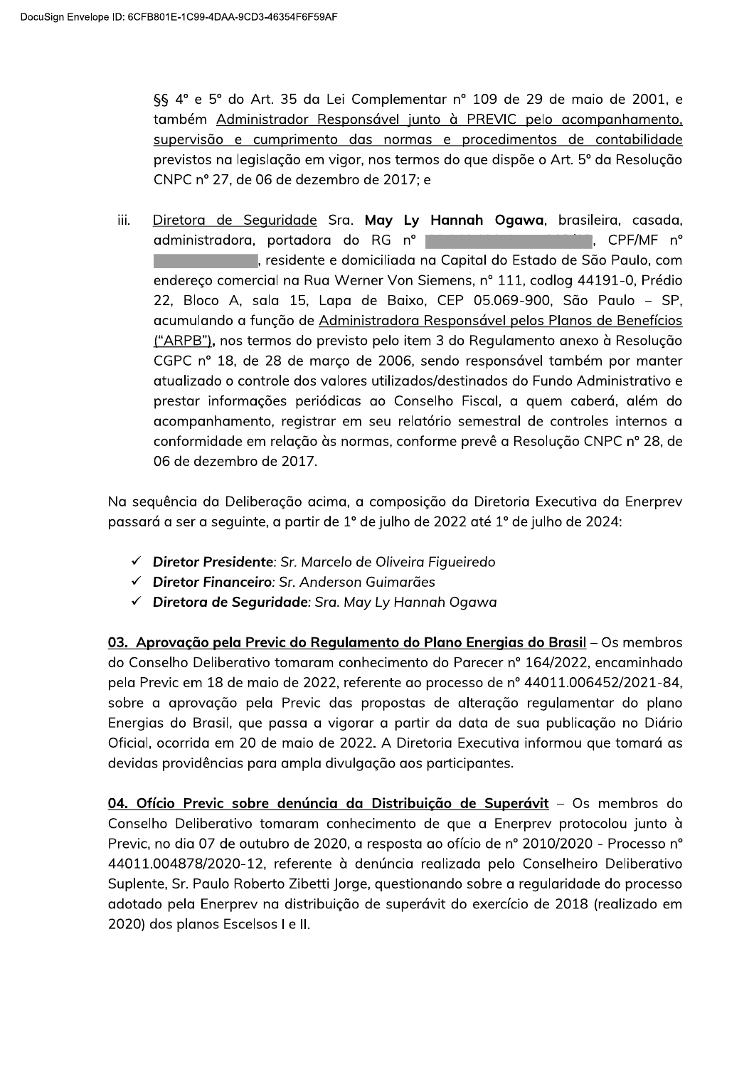§§ 4º e 5º do Art. 35 da Lei Complementar nº 109 de 29 de maio de 2001, e também Administrador Responsável junto à PREVIC pelo acompanhamento, supervisão e cumprimento das normas e procedimentos de contabilidade previstos na legislação em vigor, nos termos do que dispõe o Art. 5º da Resolução CNPC nº 27, de 06 de dezembro de 2017; e

iii. Diretora de Seguridade Sra. **May Ly Hannah Ogawa**, brasileira, casada, administradora, portadora do RG nº [redacted], CPF/MF nº [redacted], residente e domiciliada na Capital do Estado de São Paulo, com endereço comercial na Rua Werner Von Siemens, nº 111, codlog 44191-0, Prédio 22, Bloco A, sala 15, Lapa de Baixo, CEP 05.069-900, São Paulo – SP, acumulando a função de Administradora Responsável pelos Planos de Benefícios ("ARPB")**,** nos termos do previsto pelo item 3 do Regulamento anexo à Resolução CGPC nº 18, de 28 de março de 2006, sendo responsável também por manter atualizado o controle dos valores utilizados/destinados do Fundo Administrativo e prestar informações periódicas ao Conselho Fiscal, a quem caberá, além do acompanhamento, registrar em seu relatório semestral de controles internos a conformidade em relação às normas, conforme prevê a Resolução CNPC nº 28, de 06 de dezembro de 2017.

Na sequência da Deliberação acima, a composição da Diretoria Executiva da Enerprev passará a ser a seguinte, a partir de 1º de julho de 2022 até 1º de julho de 2024:

- ✓ ***Diretor Presidente****: Sr. Marcelo de Oliveira Figueiredo*
- ✓ ***Diretor Financeiro****: Sr. Anderson Guimarães*
- ✓ ***Diretora de Seguridade****: Sra. May Ly Hannah Ogawa*

**03. Aprovação pela Previc do Regulamento do Plano Energias do Brasil** – Os membros do Conselho Deliberativo tomaram conhecimento do Parecer nº 164/2022, encaminhado pela Previc em 18 de maio de 2022, referente ao processo de nº 44011.006452/2021-84, sobre a aprovação pela Previc das propostas de alteração regulamentar do plano Energias do Brasil, que passa a vigorar a partir da data de sua publicação no Diário Oficial, ocorrida em 20 de maio de 2022. A Diretoria Executiva informou que tomará as devidas providências para ampla divulgação aos participantes.

**04. Ofício Previc sobre denúncia da Distribuição de Superávit** – Os membros do Conselho Deliberativo tomaram conhecimento de que a Enerprev protocolou junto à Previc, no dia 07 de outubro de 2020, a resposta ao ofício de nº 2010/2020 - Processo nº 44011.004878/2020-12, referente à denúncia realizada pelo Conselheiro Deliberativo Suplente, Sr. Paulo Roberto Zibetti Jorge, questionando sobre a regularidade do processo adotado pela Enerprev na distribuição de superávit do exercício de 2018 (realizado em 2020) dos planos Escelsos I e II.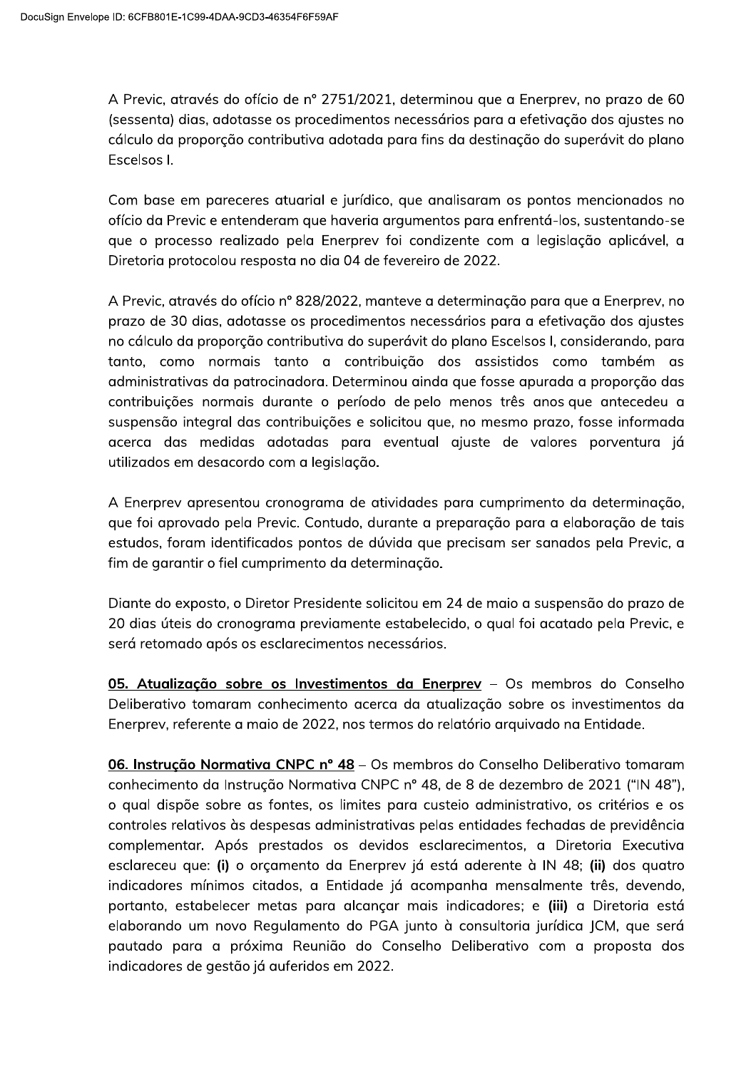A Previc, através do ofício de nº 2751/2021, determinou que a Enerprev, no prazo de 60 (sessenta) dias, adotasse os procedimentos necessários para a efetivação dos ajustes no cálculo da proporção contributiva adotada para fins da destinação do superávit do plano Escelsos I.

Com base em pareceres atuarial e jurídico, que analisaram os pontos mencionados no ofício da Previc e entenderam que haveria argumentos para enfrentá-los, sustentando-se que o processo realizado pela Enerprev foi condizente com a legislação aplicável, a Diretoria protocolou resposta no dia 04 de fevereiro de 2022.

A Previc, através do ofício nº 828/2022, manteve a determinação para que a Enerprev, no prazo de 30 dias, adotasse os procedimentos necessários para a efetivação dos ajustes no cálculo da proporção contributiva do superávit do plano Escelsos I, considerando, para tanto, como normais tanto a contribuição dos assistidos como também as administrativas da patrocinadora. Determinou ainda que fosse apurada a proporção das contribuições normais durante o período de pelo menos três anos que antecedeu a suspensão integral das contribuições e solicitou que, no mesmo prazo, fosse informada acerca das medidas adotadas para eventual ajuste de valores porventura já utilizados em desacordo com a legislação.

A Enerprev apresentou cronograma de atividades para cumprimento da determinação, que foi aprovado pela Previc. Contudo, durante a preparação para a elaboração de tais estudos, foram identificados pontos de dúvida que precisam ser sanados pela Previc, a fim de garantir o fiel cumprimento da determinação.

Diante do exposto, o Diretor Presidente solicitou em 24 de maio a suspensão do prazo de 20 dias úteis do cronograma previamente estabelecido, o qual foi acatado pela Previc, e será retomado após os esclarecimentos necessários.

**<u>05. Atualização sobre os Investimentos da Enerprev</u>** – Os membros do Conselho Deliberativo tomaram conhecimento acerca da atualização sobre os investimentos da Enerprev, referente a maio de 2022, nos termos do relatório arquivado na Entidade.

**<u>06. Instrução Normativa CNPC nº 48</u>** – Os membros do Conselho Deliberativo tomaram conhecimento da Instrução Normativa CNPC nº 48, de 8 de dezembro de 2021 ("IN 48"), o qual dispõe sobre as fontes, os limites para custeio administrativo, os critérios e os controles relativos às despesas administrativas pelas entidades fechadas de previdência complementar. Após prestados os devidos esclarecimentos, a Diretoria Executiva esclareceu que: **(i)** o orçamento da Enerprev já está aderente à IN 48; **(ii)** dos quatro indicadores mínimos citados, a Entidade já acompanha mensalmente três, devendo, portanto, estabelecer metas para alcançar mais indicadores; e **(iii)** a Diretoria está elaborando um novo Regulamento do PGA junto à consultoria jurídica JCM, que será pautado para a próxima Reunião do Conselho Deliberativo com a proposta dos indicadores de gestão já auferidos em 2022.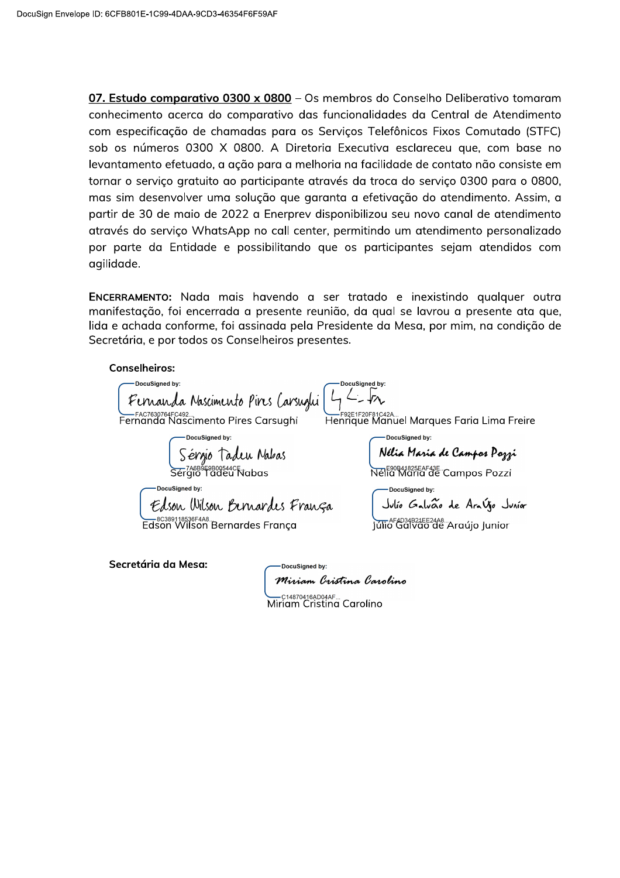**07. Estudo comparativo 0300 x 0800** – Os membros do Conselho Deliberativo tomaram conhecimento acerca do comparativo das funcionalidades da Central de Atendimento com especificação de chamadas para os Serviços Telefônicos Fixos Comutado (STFC) sob os números 0300 X 0800. A Diretoria Executiva esclareceu que, com base no levantamento efetuado, a ação para a melhoria na facilidade de contato não consiste em tornar o serviço gratuito ao participante através da troca do serviço 0300 para o 0800, mas sim desenvolver uma solução que garanta a efetivação do atendimento. Assim, a partir de 30 de maio de 2022 a Enerprev disponibilizou seu novo canal de atendimento através do serviço WhatsApp no call center, permitindo um atendimento personalizado por parte da Entidade e possibilitando que os participantes sejam atendidos com agilidade.

**ENCERRAMENTO:** Nada mais havendo a ser tratado e inexistindo qualquer outra manifestação, foi encerrada a presente reunião, da qual se lavrou a presente ata que, lida e achada conforme, foi assinada pela Presidente da Mesa, por mim, na condição de Secretária, e por todos os Conselheiros presentes.

**Conselheiros:**

DocuSigned by: Fernanda Nascimento Pires Carsughi
FAC7630764FC492...
Fernanda Nascimento Pires Carsughi

DocuSigned by:
F92E1F20F81C42A...
Henrique Manuel Marques Faria Lima Freire

DocuSigned by: Sérgio Tadeu Nabas
7A6B9E9B00544CE...
Sérgio Tadeu Nabas

DocuSigned by: Nélia Maria de Campos Pozzi
E90B41825EAF43E...
Nélia Maria de Campos Pozzi

DocuSigned by: Edson Wilson Bernardes França
8C389118536F4A8...
Edson Wilson Bernardes França

DocuSigned by: Júlio Galvão de Araújo Junior
AF4D34B21EE24A8...
Júlio Galvão de Araújo Junior

**Secretária da Mesa:**

DocuSigned by: Miriam Cristina Carolino
C14870416AD04AF...
Miriam Cristina Carolino